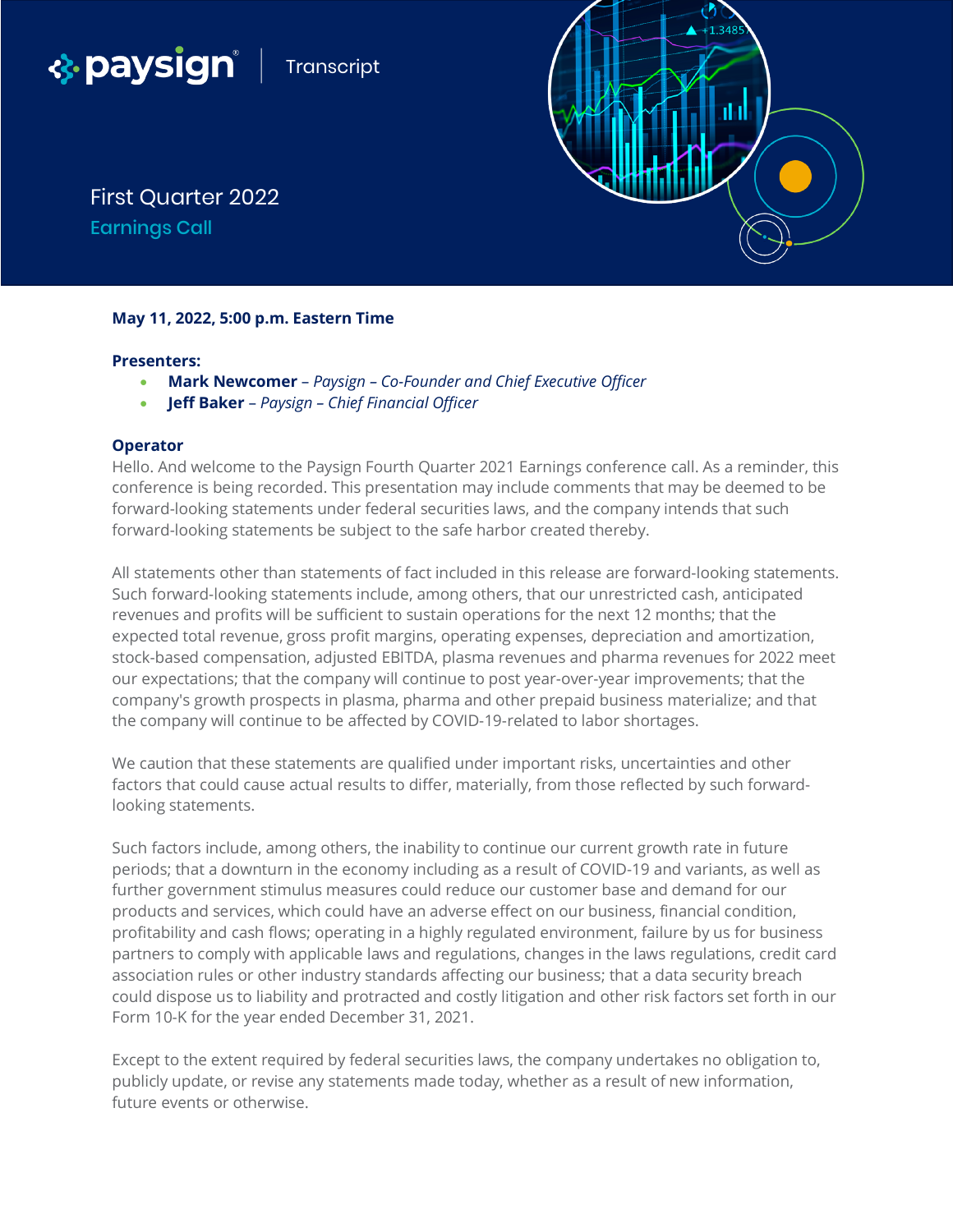**paysign** | Transcript

# First Quarter 2022 Earnings Call

**May 11, 2022, 5:00 p.m. Eastern Time**

**Presenters:**

- **Mark Newcomer** – *Paysign – Co-Founder and Chief Executive Officer*
- **Jeff Baker** – *Paysign – Chief Financial Officer*

**Operator**

Hello. And welcome to the Paysign Fourth Quarter 2021 Earnings conference call. As a reminder, this conference is being recorded. This presentation may include comments that may be deemed to be forward-looking statements under federal securities laws, and the company intends that such forward-looking statements be subject to the safe harbor created thereby.

All statements other than statements of fact included in this release are forward-looking statements. Such forward-looking statements include, among others, that our unrestricted cash, anticipated revenues and profits will be sufficient to sustain operations for the next 12 months; that the expected total revenue, gross profit margins, operating expenses, depreciation and amortization, stock-based compensation, adjusted EBITDA, plasma revenues and pharma revenues for 2022 meet our expectations; that the company will continue to post year-over-year improvements; that the company's growth prospects in plasma, pharma and other prepaid business materialize; and that the company will continue to be affected by COVID-19-related to labor shortages.

We caution that these statements are qualified under important risks, uncertainties and other factors that could cause actual results to differ, materially, from those reflected by such forward-looking statements.

Such factors include, among others, the inability to continue our current growth rate in future periods; that a downturn in the economy including as a result of COVID-19 and variants, as well as further government stimulus measures could reduce our customer base and demand for our products and services, which could have an adverse effect on our business, financial condition, profitability and cash flows; operating in a highly regulated environment, failure by us for business partners to comply with applicable laws and regulations, changes in the laws regulations, credit card association rules or other industry standards affecting our business; that a data security breach could dispose us to liability and protracted and costly litigation and other risk factors set forth in our Form 10-K for the year ended December 31, 2021.

Except to the extent required by federal securities laws, the company undertakes no obligation to, publicly update, or revise any statements made today, whether as a result of new information, future events or otherwise.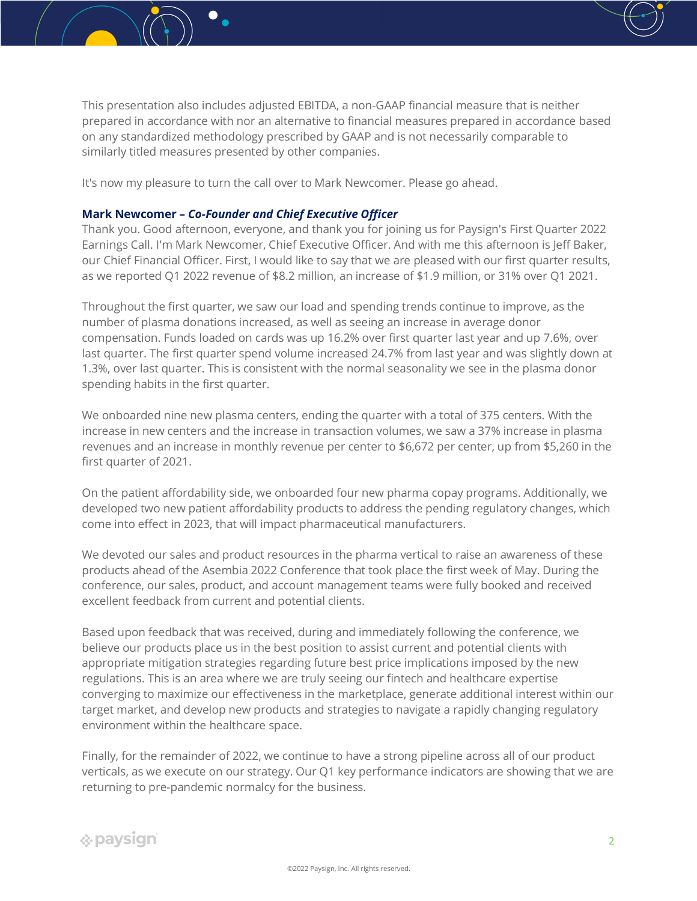This presentation also includes adjusted EBITDA, a non-GAAP financial measure that is neither prepared in accordance with nor an alternative to financial measures prepared in accordance based on any standardized methodology prescribed by GAAP and is not necessarily comparable to similarly titled measures presented by other companies.

It's now my pleasure to turn the call over to Mark Newcomer. Please go ahead.

**Mark Newcomer – *Co-Founder and Chief Executive Officer***
Thank you. Good afternoon, everyone, and thank you for joining us for Paysign's First Quarter 2022 Earnings Call. I'm Mark Newcomer, Chief Executive Officer. And with me this afternoon is Jeff Baker, our Chief Financial Officer. First, I would like to say that we are pleased with our first quarter results, as we reported Q1 2022 revenue of $8.2 million, an increase of $1.9 million, or 31% over Q1 2021.

Throughout the first quarter, we saw our load and spending trends continue to improve, as the number of plasma donations increased, as well as seeing an increase in average donor compensation. Funds loaded on cards was up 16.2% over first quarter last year and up 7.6%, over last quarter. The first quarter spend volume increased 24.7% from last year and was slightly down at 1.3%, over last quarter. This is consistent with the normal seasonality we see in the plasma donor spending habits in the first quarter.

We onboarded nine new plasma centers, ending the quarter with a total of 375 centers. With the increase in new centers and the increase in transaction volumes, we saw a 37% increase in plasma revenues and an increase in monthly revenue per center to $6,672 per center, up from $5,260 in the first quarter of 2021.

On the patient affordability side, we onboarded four new pharma copay programs. Additionally, we developed two new patient affordability products to address the pending regulatory changes, which come into effect in 2023, that will impact pharmaceutical manufacturers.

We devoted our sales and product resources in the pharma vertical to raise an awareness of these products ahead of the Asembia 2022 Conference that took place the first week of May. During the conference, our sales, product, and account management teams were fully booked and received excellent feedback from current and potential clients.

Based upon feedback that was received, during and immediately following the conference, we believe our products place us in the best position to assist current and potential clients with appropriate mitigation strategies regarding future best price implications imposed by the new regulations. This is an area where we are truly seeing our fintech and healthcare expertise converging to maximize our effectiveness in the marketplace, generate additional interest within our target market, and develop new products and strategies to navigate a rapidly changing regulatory environment within the healthcare space.

Finally, for the remainder of 2022, we continue to have a strong pipeline across all of our product verticals, as we execute on our strategy. Our Q1 key performance indicators are showing that we are returning to pre-pandemic normalcy for the business.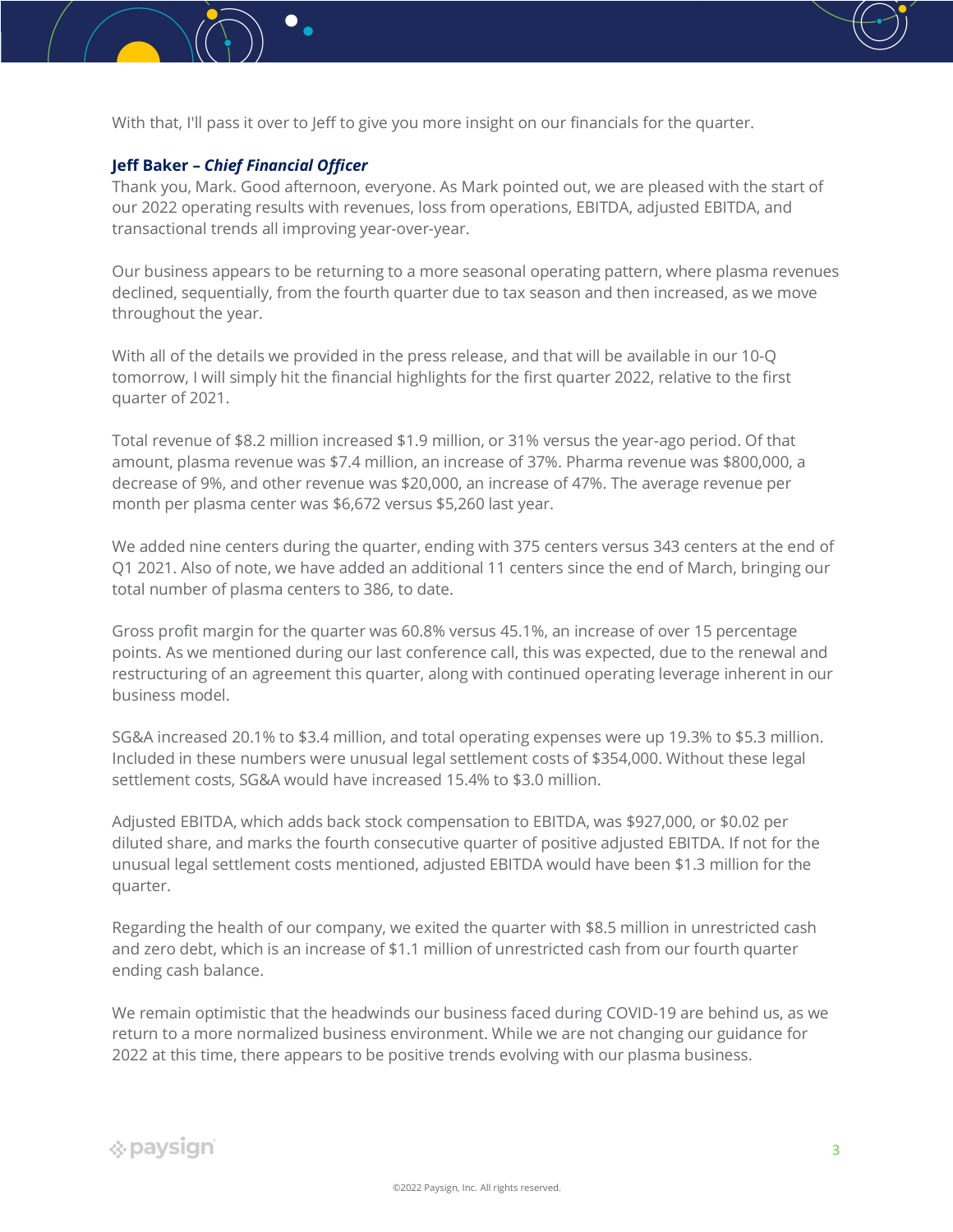With that, I'll pass it over to Jeff to give you more insight on our financials for the quarter.

**Jeff Baker – *Chief Financial Officer***

Thank you, Mark. Good afternoon, everyone. As Mark pointed out, we are pleased with the start of our 2022 operating results with revenues, loss from operations, EBITDA, adjusted EBITDA, and transactional trends all improving year-over-year.

Our business appears to be returning to a more seasonal operating pattern, where plasma revenues declined, sequentially, from the fourth quarter due to tax season and then increased, as we move throughout the year.

With all of the details we provided in the press release, and that will be available in our 10-Q tomorrow, I will simply hit the financial highlights for the first quarter 2022, relative to the first quarter of 2021.

Total revenue of $8.2 million increased $1.9 million, or 31% versus the year-ago period. Of that amount, plasma revenue was $7.4 million, an increase of 37%. Pharma revenue was $800,000, a decrease of 9%, and other revenue was $20,000, an increase of 47%. The average revenue per month per plasma center was $6,672 versus $5,260 last year.

We added nine centers during the quarter, ending with 375 centers versus 343 centers at the end of Q1 2021. Also of note, we have added an additional 11 centers since the end of March, bringing our total number of plasma centers to 386, to date.

Gross profit margin for the quarter was 60.8% versus 45.1%, an increase of over 15 percentage points. As we mentioned during our last conference call, this was expected, due to the renewal and restructuring of an agreement this quarter, along with continued operating leverage inherent in our business model.

SG&A increased 20.1% to $3.4 million, and total operating expenses were up 19.3% to $5.3 million. Included in these numbers were unusual legal settlement costs of $354,000. Without these legal settlement costs, SG&A would have increased 15.4% to $3.0 million.

Adjusted EBITDA, which adds back stock compensation to EBITDA, was $927,000, or $0.02 per diluted share, and marks the fourth consecutive quarter of positive adjusted EBITDA. If not for the unusual legal settlement costs mentioned, adjusted EBITDA would have been $1.3 million for the quarter.

Regarding the health of our company, we exited the quarter with $8.5 million in unrestricted cash and zero debt, which is an increase of $1.1 million of unrestricted cash from our fourth quarter ending cash balance.

We remain optimistic that the headwinds our business faced during COVID-19 are behind us, as we return to a more normalized business environment. While we are not changing our guidance for 2022 at this time, there appears to be positive trends evolving with our plasma business.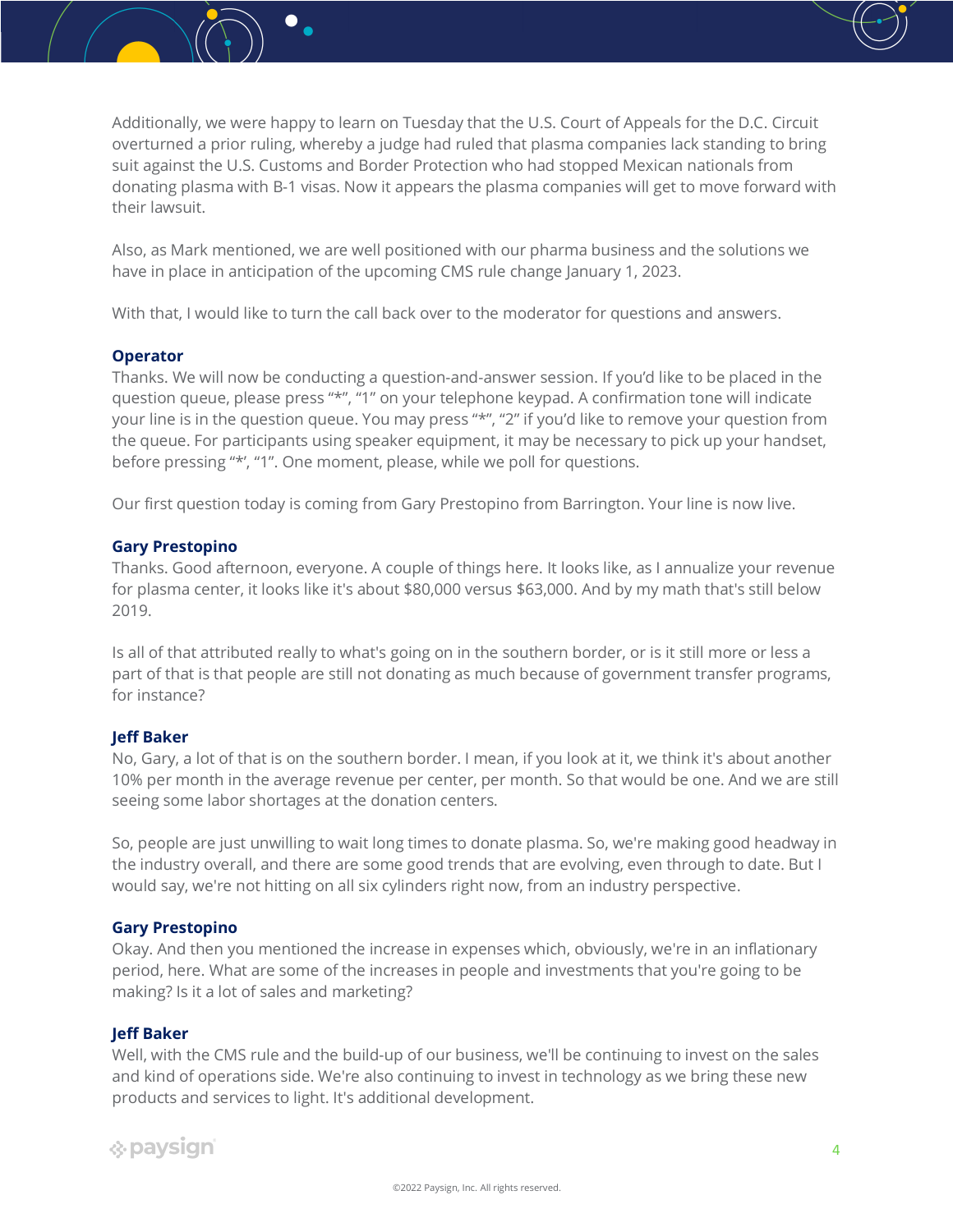Additionally, we were happy to learn on Tuesday that the U.S. Court of Appeals for the D.C. Circuit overturned a prior ruling, whereby a judge had ruled that plasma companies lack standing to bring suit against the U.S. Customs and Border Protection who had stopped Mexican nationals from donating plasma with B-1 visas. Now it appears the plasma companies will get to move forward with their lawsuit.

Also, as Mark mentioned, we are well positioned with our pharma business and the solutions we have in place in anticipation of the upcoming CMS rule change January 1, 2023.

With that, I would like to turn the call back over to the moderator for questions and answers.

**Operator**
Thanks. We will now be conducting a question-and-answer session. If you'd like to be placed in the question queue, please press "*", "1" on your telephone keypad. A confirmation tone will indicate your line is in the question queue. You may press "*", "2" if you'd like to remove your question from the queue. For participants using speaker equipment, it may be necessary to pick up your handset, before pressing "*', "1". One moment, please, while we poll for questions.

Our first question today is coming from Gary Prestopino from Barrington. Your line is now live.

**Gary Prestopino**
Thanks. Good afternoon, everyone. A couple of things here. It looks like, as I annualize your revenue for plasma center, it looks like it's about $80,000 versus $63,000. And by my math that's still below 2019.

Is all of that attributed really to what's going on in the southern border, or is it still more or less a part of that is that people are still not donating as much because of government transfer programs, for instance?

**Jeff Baker**
No, Gary, a lot of that is on the southern border. I mean, if you look at it, we think it's about another 10% per month in the average revenue per center, per month. So that would be one. And we are still seeing some labor shortages at the donation centers.

So, people are just unwilling to wait long times to donate plasma. So, we're making good headway in the industry overall, and there are some good trends that are evolving, even through to date. But I would say, we're not hitting on all six cylinders right now, from an industry perspective.

**Gary Prestopino**
Okay. And then you mentioned the increase in expenses which, obviously, we're in an inflationary period, here. What are some of the increases in people and investments that you're going to be making? Is it a lot of sales and marketing?

**Jeff Baker**
Well, with the CMS rule and the build-up of our business, we'll be continuing to invest on the sales and kind of operations side. We're also continuing to invest in technology as we bring these new products and services to light. It's additional development.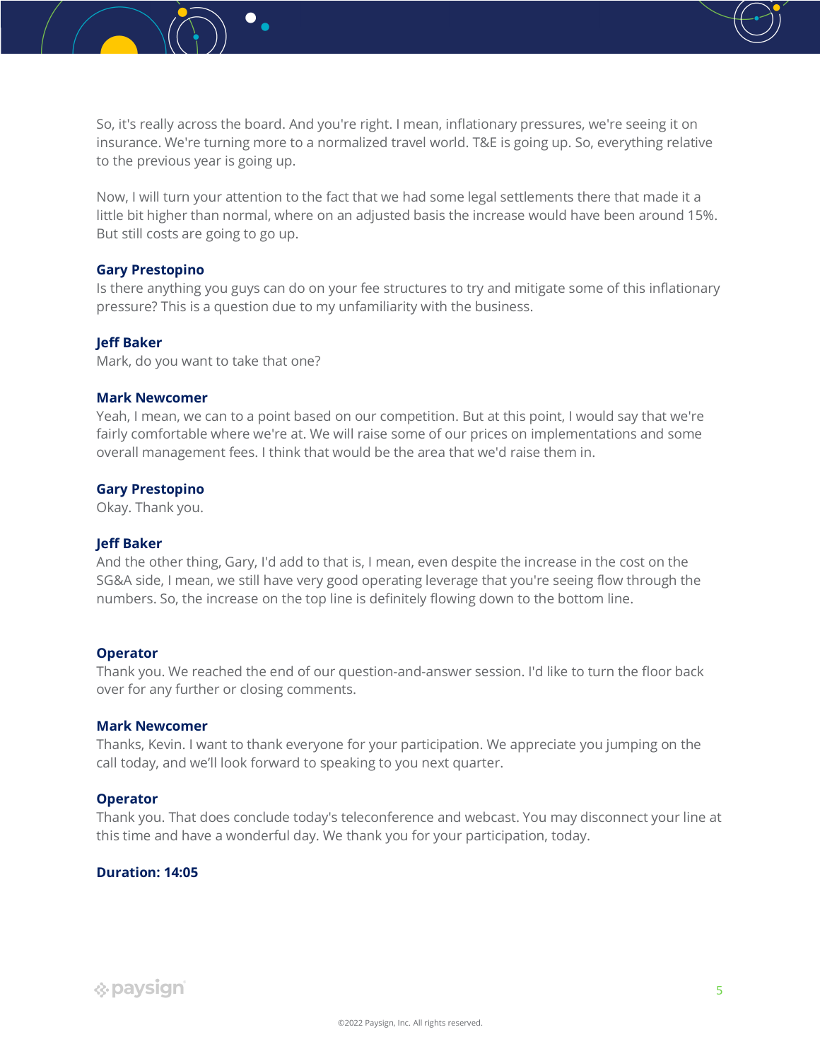So, it's really across the board. And you're right. I mean, inflationary pressures, we're seeing it on insurance. We're turning more to a normalized travel world. T&E is going up. So, everything relative to the previous year is going up.

Now, I will turn your attention to the fact that we had some legal settlements there that made it a little bit higher than normal, where on an adjusted basis the increase would have been around 15%. But still costs are going to go up.

**Gary Prestopino**
Is there anything you guys can do on your fee structures to try and mitigate some of this inflationary pressure? This is a question due to my unfamiliarity with the business.

**Jeff Baker**
Mark, do you want to take that one?

**Mark Newcomer**
Yeah, I mean, we can to a point based on our competition. But at this point, I would say that we're fairly comfortable where we're at. We will raise some of our prices on implementations and some overall management fees. I think that would be the area that we'd raise them in.

**Gary Prestopino**
Okay. Thank you.

**Jeff Baker**
And the other thing, Gary, I'd add to that is, I mean, even despite the increase in the cost on the SG&A side, I mean, we still have very good operating leverage that you're seeing flow through the numbers. So, the increase on the top line is definitely flowing down to the bottom line.

**Operator**
Thank you. We reached the end of our question-and-answer session. I'd like to turn the floor back over for any further or closing comments.

**Mark Newcomer**
Thanks, Kevin. I want to thank everyone for your participation. We appreciate you jumping on the call today, and we'll look forward to speaking to you next quarter.

**Operator**
Thank you. That does conclude today's teleconference and webcast. You may disconnect your line at this time and have a wonderful day. We thank you for your participation, today.

**Duration: 14:05**